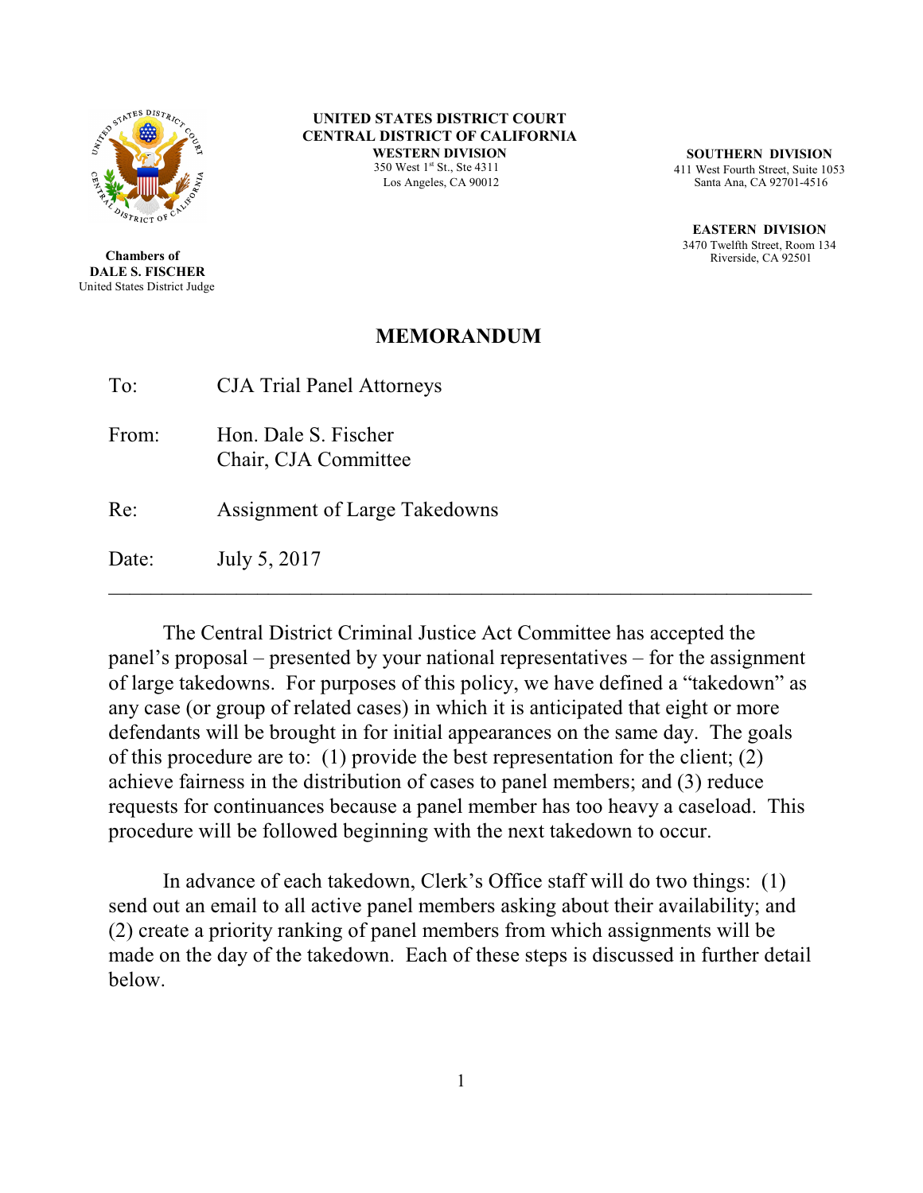**UNITED STATES DISTRICT COURT**
**CENTRAL DISTRICT OF CALIFORNIA**
**WESTERN DIVISION**
350 West 1st St., Ste 4311
Los Angeles, CA 90012

**SOUTHERN DIVISION**
411 West Fourth Street, Suite 1053
Santa Ana, CA 92701-4516

**EASTERN DIVISION**
3470 Twelfth Street, Room 134
Riverside, CA 92501

**Chambers of**
**DALE S. FISCHER**
United States District Judge

# MEMORANDUM

To: CJA Trial Panel Attorneys

From: Hon. Dale S. Fischer
Chair, CJA Committee

Re: Assignment of Large Takedowns

Date: July 5, 2017

---

The Central District Criminal Justice Act Committee has accepted the panel's proposal – presented by your national representatives – for the assignment of large takedowns. For purposes of this policy, we have defined a "takedown" as any case (or group of related cases) in which it is anticipated that eight or more defendants will be brought in for initial appearances on the same day. The goals of this procedure are to: (1) provide the best representation for the client; (2) achieve fairness in the distribution of cases to panel members; and (3) reduce requests for continuances because a panel member has too heavy a caseload. This procedure will be followed beginning with the next takedown to occur.

In advance of each takedown, Clerk's Office staff will do two things: (1) send out an email to all active panel members asking about their availability; and (2) create a priority ranking of panel members from which assignments will be made on the day of the takedown. Each of these steps is discussed in further detail below.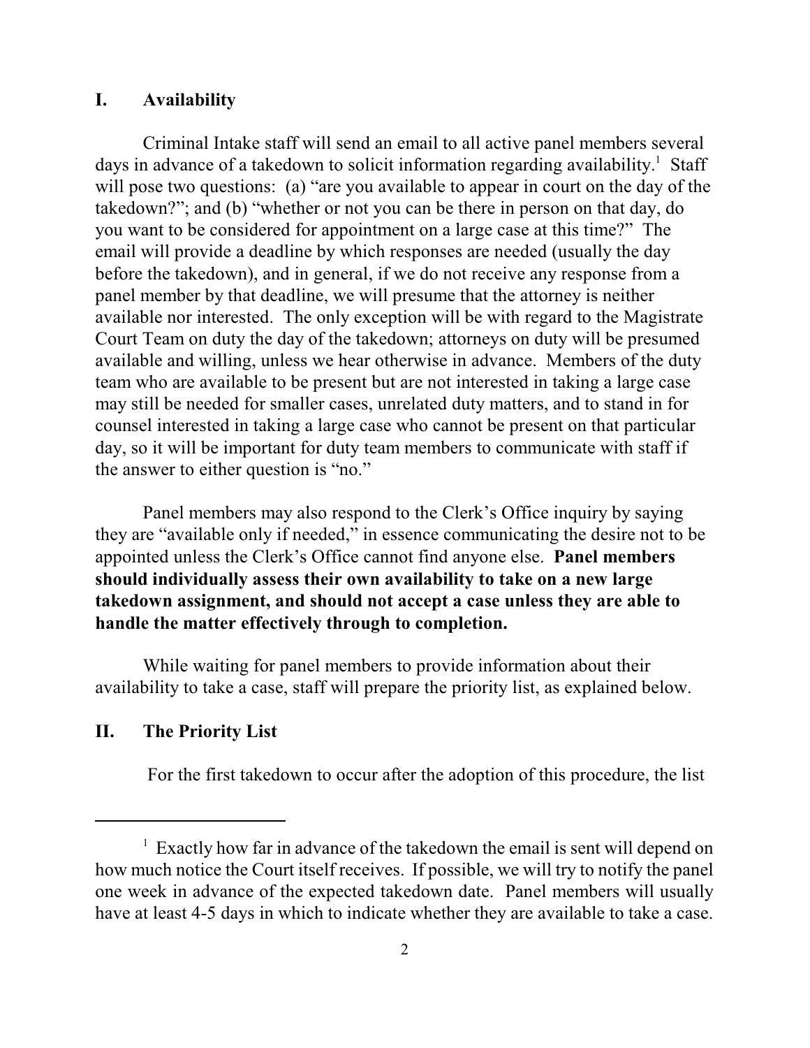## I. Availability

Criminal Intake staff will send an email to all active panel members several days in advance of a takedown to solicit information regarding availability.[1] Staff will pose two questions: (a) "are you available to appear in court on the day of the takedown?"; and (b) "whether or not you can be there in person on that day, do you want to be considered for appointment on a large case at this time?" The email will provide a deadline by which responses are needed (usually the day before the takedown), and in general, if we do not receive any response from a panel member by that deadline, we will presume that the attorney is neither available nor interested. The only exception will be with regard to the Magistrate Court Team on duty the day of the takedown; attorneys on duty will be presumed available and willing, unless we hear otherwise in advance. Members of the duty team who are available to be present but are not interested in taking a large case may still be needed for smaller cases, unrelated duty matters, and to stand in for counsel interested in taking a large case who cannot be present on that particular day, so it will be important for duty team members to communicate with staff if the answer to either question is "no."

Panel members may also respond to the Clerk's Office inquiry by saying they are "available only if needed," in essence communicating the desire not to be appointed unless the Clerk's Office cannot find anyone else. **Panel members should individually assess their own availability to take on a new large takedown assignment, and should not accept a case unless they are able to handle the matter effectively through to completion.**

While waiting for panel members to provide information about their availability to take a case, staff will prepare the priority list, as explained below.

## II. The Priority List

For the first takedown to occur after the adoption of this procedure, the list

---

[1] Exactly how far in advance of the takedown the email is sent will depend on how much notice the Court itself receives. If possible, we will try to notify the panel one week in advance of the expected takedown date. Panel members will usually have at least 4-5 days in which to indicate whether they are available to take a case.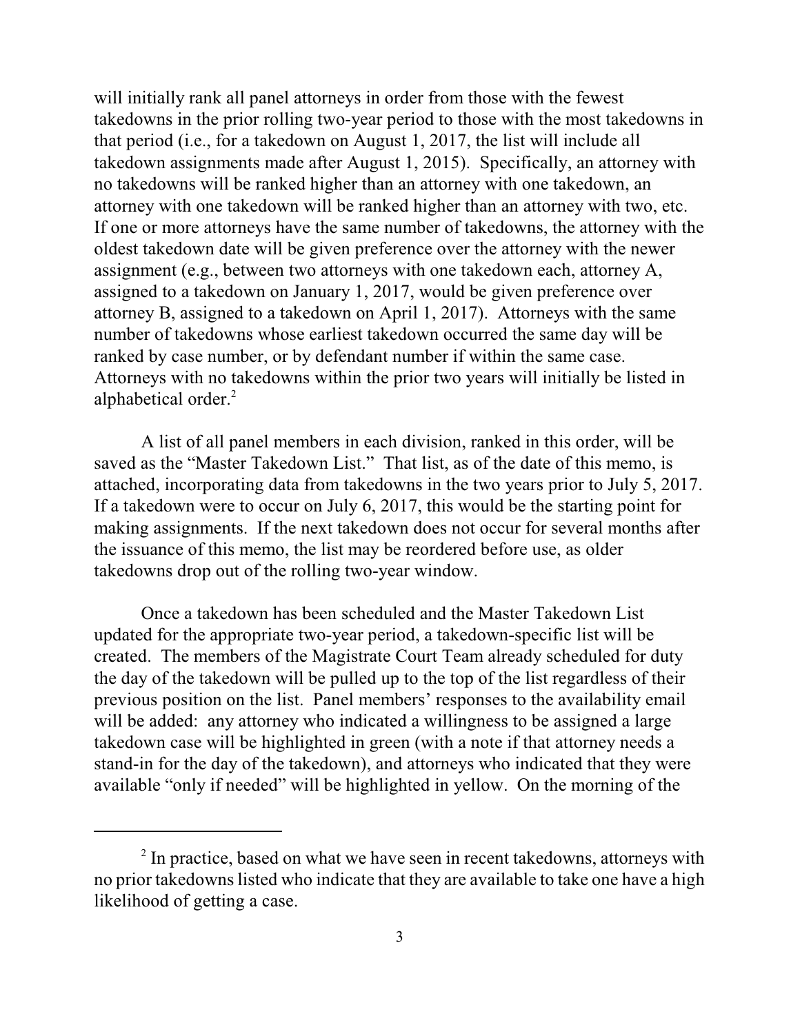will initially rank all panel attorneys in order from those with the fewest takedowns in the prior rolling two-year period to those with the most takedowns in that period (i.e., for a takedown on August 1, 2017, the list will include all takedown assignments made after August 1, 2015). Specifically, an attorney with no takedowns will be ranked higher than an attorney with one takedown, an attorney with one takedown will be ranked higher than an attorney with two, etc. If one or more attorneys have the same number of takedowns, the attorney with the oldest takedown date will be given preference over the attorney with the newer assignment (e.g., between two attorneys with one takedown each, attorney A, assigned to a takedown on January 1, 2017, would be given preference over attorney B, assigned to a takedown on April 1, 2017). Attorneys with the same number of takedowns whose earliest takedown occurred the same day will be ranked by case number, or by defendant number if within the same case. Attorneys with no takedowns within the prior two years will initially be listed in alphabetical order.[2]

A list of all panel members in each division, ranked in this order, will be saved as the "Master Takedown List." That list, as of the date of this memo, is attached, incorporating data from takedowns in the two years prior to July 5, 2017. If a takedown were to occur on July 6, 2017, this would be the starting point for making assignments. If the next takedown does not occur for several months after the issuance of this memo, the list may be reordered before use, as older takedowns drop out of the rolling two-year window.

Once a takedown has been scheduled and the Master Takedown List updated for the appropriate two-year period, a takedown-specific list will be created. The members of the Magistrate Court Team already scheduled for duty the day of the takedown will be pulled up to the top of the list regardless of their previous position on the list. Panel members' responses to the availability email will be added: any attorney who indicated a willingness to be assigned a large takedown case will be highlighted in green (with a note if that attorney needs a stand-in for the day of the takedown), and attorneys who indicated that they were available "only if needed" will be highlighted in yellow. On the morning of the

---

[2] In practice, based on what we have seen in recent takedowns, attorneys with no prior takedowns listed who indicate that they are available to take one have a high likelihood of getting a case.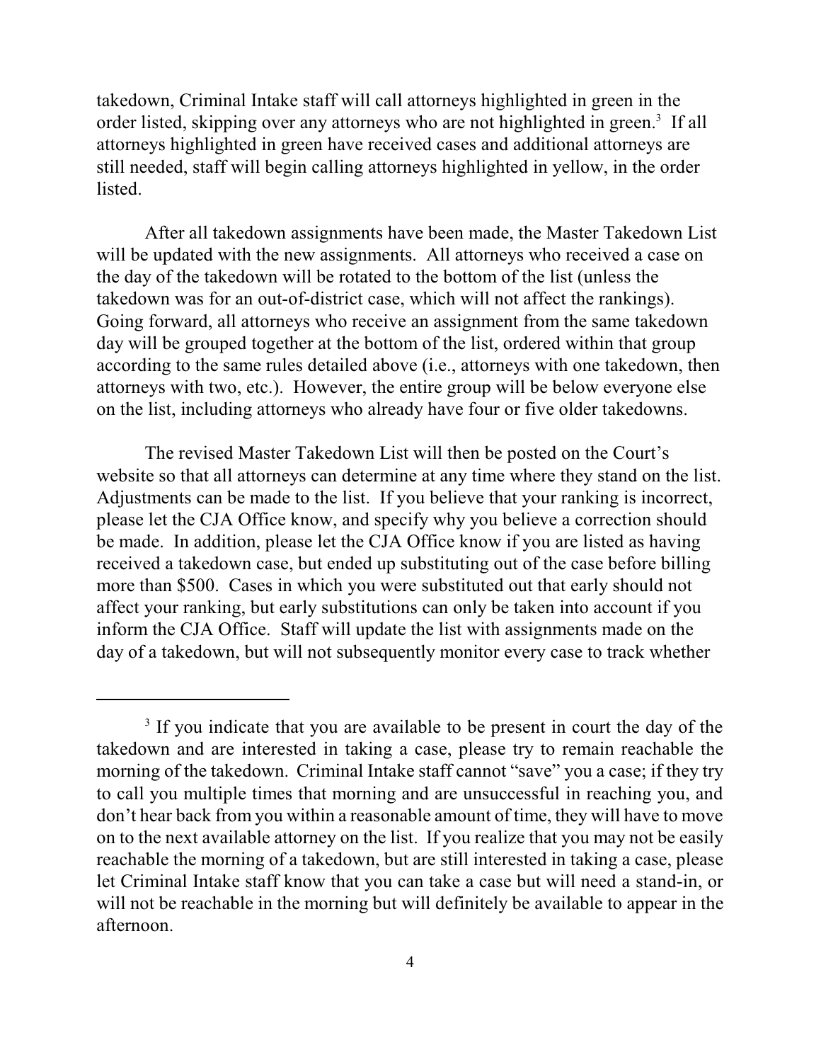takedown, Criminal Intake staff will call attorneys highlighted in green in the order listed, skipping over any attorneys who are not highlighted in green.[3] If all attorneys highlighted in green have received cases and additional attorneys are still needed, staff will begin calling attorneys highlighted in yellow, in the order listed.

After all takedown assignments have been made, the Master Takedown List will be updated with the new assignments. All attorneys who received a case on the day of the takedown will be rotated to the bottom of the list (unless the takedown was for an out-of-district case, which will not affect the rankings). Going forward, all attorneys who receive an assignment from the same takedown day will be grouped together at the bottom of the list, ordered within that group according to the same rules detailed above (i.e., attorneys with one takedown, then attorneys with two, etc.). However, the entire group will be below everyone else on the list, including attorneys who already have four or five older takedowns.

The revised Master Takedown List will then be posted on the Court's website so that all attorneys can determine at any time where they stand on the list. Adjustments can be made to the list. If you believe that your ranking is incorrect, please let the CJA Office know, and specify why you believe a correction should be made. In addition, please let the CJA Office know if you are listed as having received a takedown case, but ended up substituting out of the case before billing more than $500. Cases in which you were substituted out that early should not affect your ranking, but early substitutions can only be taken into account if you inform the CJA Office. Staff will update the list with assignments made on the day of a takedown, but will not subsequently monitor every case to track whether

---

[3] If you indicate that you are available to be present in court the day of the takedown and are interested in taking a case, please try to remain reachable the morning of the takedown. Criminal Intake staff cannot "save" you a case; if they try to call you multiple times that morning and are unsuccessful in reaching you, and don't hear back from you within a reasonable amount of time, they will have to move on to the next available attorney on the list. If you realize that you may not be easily reachable the morning of a takedown, but are still interested in taking a case, please let Criminal Intake staff know that you can take a case but will need a stand-in, or will not be reachable in the morning but will definitely be available to appear in the afternoon.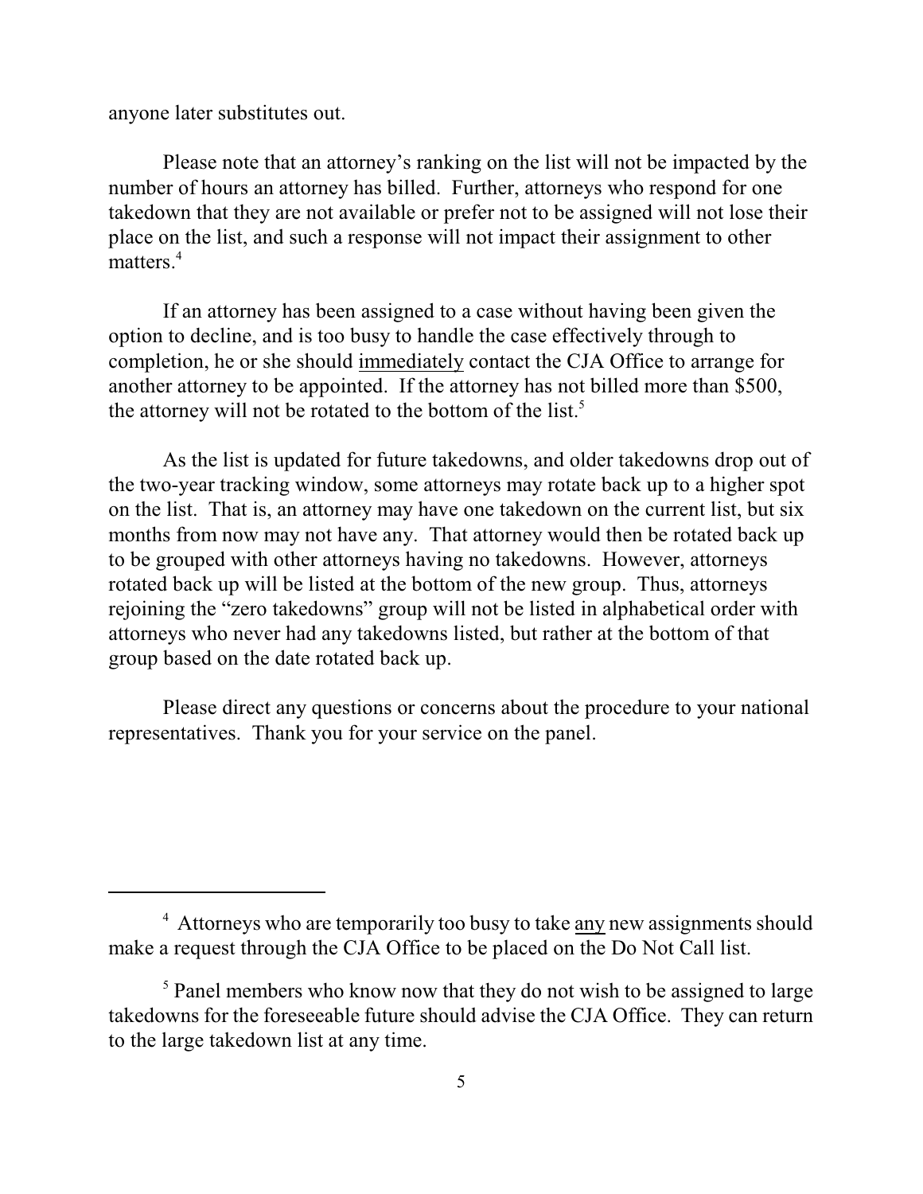anyone later substitutes out.

Please note that an attorney's ranking on the list will not be impacted by the number of hours an attorney has billed. Further, attorneys who respond for one takedown that they are not available or prefer not to be assigned will not lose their place on the list, and such a response will not impact their assignment to other matters.[4]

If an attorney has been assigned to a case without having been given the option to decline, and is too busy to handle the case effectively through to completion, he or she should immediately contact the CJA Office to arrange for another attorney to be appointed. If the attorney has not billed more than $500, the attorney will not be rotated to the bottom of the list.[5]

As the list is updated for future takedowns, and older takedowns drop out of the two-year tracking window, some attorneys may rotate back up to a higher spot on the list. That is, an attorney may have one takedown on the current list, but six months from now may not have any. That attorney would then be rotated back up to be grouped with other attorneys having no takedowns. However, attorneys rotated back up will be listed at the bottom of the new group. Thus, attorneys rejoining the "zero takedowns" group will not be listed in alphabetical order with attorneys who never had any takedowns listed, but rather at the bottom of that group based on the date rotated back up.

Please direct any questions or concerns about the procedure to your national representatives. Thank you for your service on the panel.

---

[4] Attorneys who are temporarily too busy to take any new assignments should make a request through the CJA Office to be placed on the Do Not Call list.

[5] Panel members who know now that they do not wish to be assigned to large takedowns for the foreseeable future should advise the CJA Office. They can return to the large takedown list at any time.